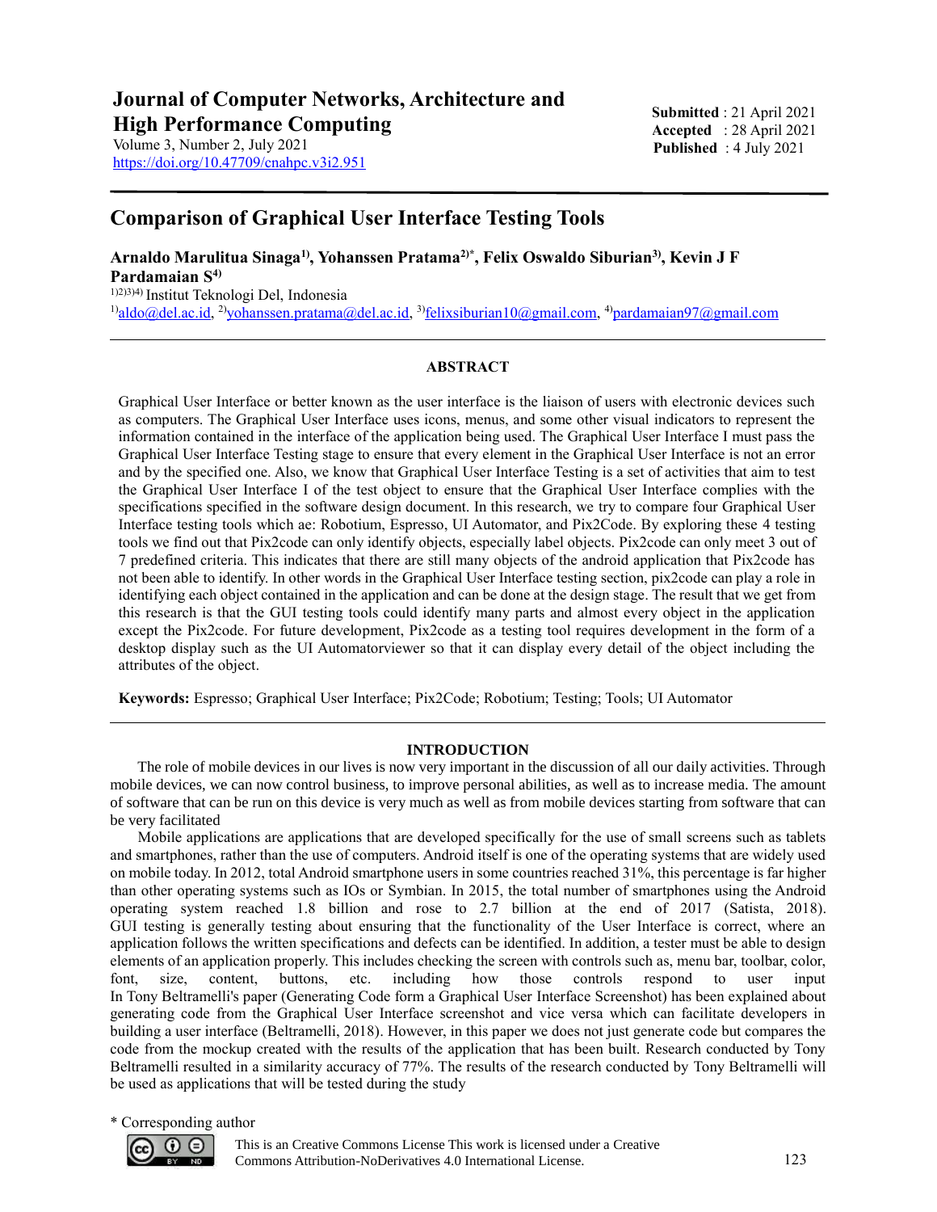# Journal of Computer Networks, Architecture and High Performance Computing

Volume 3, Number 2, July 2021
https://doi.org/10.47709/cnahpc.v3i2.951

**Submitted** : 21 April 2021
**Accepted** : 28 April 2021
**Published** : 4 July 2021

## Comparison of Graphical User Interface Testing Tools

**Arnaldo Marulitua Sinaga[1)], Yohanssen Pratama[2)*], Felix Oswaldo Siburian[3)], Kevin J F Pardamaian S[4)]**

[1)2)3)4)] Institut Teknologi Del, Indonesia
[1)]aldo@del.ac.id, [2)]yohanssen.pratama@del.ac.id, [3)]felixsiburian10@gmail.com, [4)]pardamaian97@gmail.com

### ABSTRACT

Graphical User Interface or better known as the user interface is the liaison of users with electronic devices such as computers. The Graphical User Interface uses icons, menus, and some other visual indicators to represent the information contained in the interface of the application being used. The Graphical User Interface I must pass the Graphical User Interface Testing stage to ensure that every element in the Graphical User Interface is not an error and by the specified one. Also, we know that Graphical User Interface Testing is a set of activities that aim to test the Graphical User Interface I of the test object to ensure that the Graphical User Interface complies with the specifications specified in the software design document. In this research, we try to compare four Graphical User Interface testing tools which ae: Robotium, Espresso, UI Automator, and Pix2Code. By exploring these 4 testing tools we find out that Pix2code can only identify objects, especially label objects. Pix2code can only meet 3 out of 7 predefined criteria. This indicates that there are still many objects of the android application that Pix2code has not been able to identify. In other words in the Graphical User Interface testing section, pix2code can play a role in identifying each object contained in the application and can be done at the design stage. The result that we get from this research is that the GUI testing tools could identify many parts and almost every object in the application except the Pix2code. For future development, Pix2code as a testing tool requires development in the form of a desktop display such as the UI Automatorviewer so that it can display every detail of the object including the attributes of the object.

**Keywords:** Espresso; Graphical User Interface; Pix2Code; Robotium; Testing; Tools; UI Automator

### INTRODUCTION

The role of mobile devices in our lives is now very important in the discussion of all our daily activities. Through mobile devices, we can now control business, to improve personal abilities, as well as to increase media. The amount of software that can be run on this device is very much as well as from mobile devices starting from software that can be very facilitated

Mobile applications are applications that are developed specifically for the use of small screens such as tablets and smartphones, rather than the use of computers. Android itself is one of the operating systems that are widely used on mobile today. In 2012, total Android smartphone users in some countries reached 31%, this percentage is far higher than other operating systems such as IOs or Symbian. In 2015, the total number of smartphones using the Android operating system reached 1.8 billion and rose to 2.7 billion at the end of 2017 (Satista, 2018). GUI testing is generally testing about ensuring that the functionality of the User Interface is correct, where an application follows the written specifications and defects can be identified. In addition, a tester must be able to design elements of an application properly. This includes checking the screen with controls such as, menu bar, toolbar, color, font, size, content, buttons, etc. including how those controls respond to user input In Tony Beltramelli's paper (Generating Code form a Graphical User Interface Screenshot) has been explained about generating code from the Graphical User Interface screenshot and vice versa which can facilitate developers in building a user interface (Beltramelli, 2018). However, in this paper we does not just generate code but compares the code from the mockup created with the results of the application that has been built. Research conducted by Tony Beltramelli resulted in a similarity accuracy of 77%. The results of the research conducted by Tony Beltramelli will be used as applications that will be tested during the study

\* Corresponding author

This is an Creative Commons License This work is licensed under a Creative Commons Attribution-NoDerivatives 4.0 International License.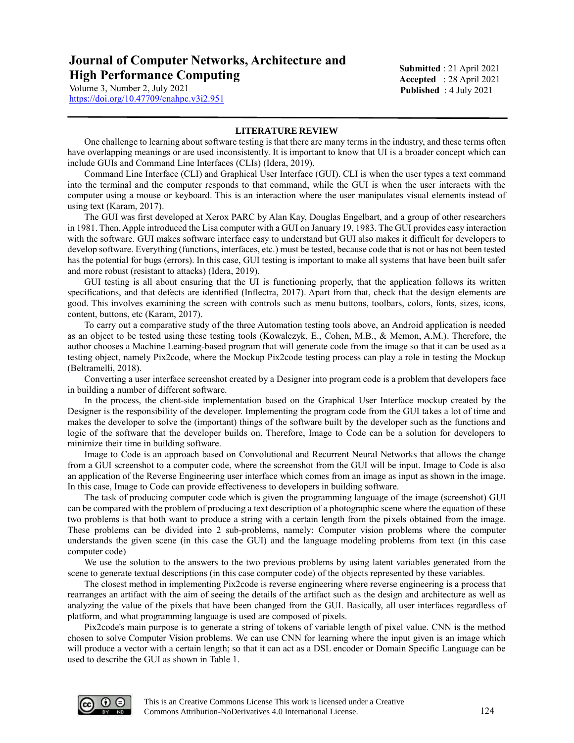## LITERATURE REVIEW

One challenge to learning about software testing is that there are many terms in the industry, and these terms often have overlapping meanings or are used inconsistently. It is important to know that UI is a broader concept which can include GUIs and Command Line Interfaces (CLIs) (Idera, 2019).

Command Line Interface (CLI) and Graphical User Interface (GUI). CLI is when the user types a text command into the terminal and the computer responds to that command, while the GUI is when the user interacts with the computer using a mouse or keyboard. This is an interaction where the user manipulates visual elements instead of using text (Karam, 2017).

The GUI was first developed at Xerox PARC by Alan Kay, Douglas Engelbart, and a group of other researchers in 1981. Then, Apple introduced the Lisa computer with a GUI on January 19, 1983. The GUI provides easy interaction with the software. GUI makes software interface easy to understand but GUI also makes it difficult for developers to develop software. Everything (functions, interfaces, etc.) must be tested, because code that is not or has not been tested has the potential for bugs (errors). In this case, GUI testing is important to make all systems that have been built safer and more robust (resistant to attacks) (Idera, 2019).

GUI testing is all about ensuring that the UI is functioning properly, that the application follows its written specifications, and that defects are identified (Inflectra, 2017). Apart from that, check that the design elements are good. This involves examining the screen with controls such as menu buttons, toolbars, colors, fonts, sizes, icons, content, buttons, etc (Karam, 2017).

To carry out a comparative study of the three Automation testing tools above, an Android application is needed as an object to be tested using these testing tools (Kowalczyk, E., Cohen, M.B., & Memon, A.M.). Therefore, the author chooses a Machine Learning-based program that will generate code from the image so that it can be used as a testing object, namely Pix2code, where the Mockup Pix2code testing process can play a role in testing the Mockup (Beltramelli, 2018).

Converting a user interface screenshot created by a Designer into program code is a problem that developers face in building a number of different software.

In the process, the client-side implementation based on the Graphical User Interface mockup created by the Designer is the responsibility of the developer. Implementing the program code from the GUI takes a lot of time and makes the developer to solve the (important) things of the software built by the developer such as the functions and logic of the software that the developer builds on. Therefore, Image to Code can be a solution for developers to minimize their time in building software.

Image to Code is an approach based on Convolutional and Recurrent Neural Networks that allows the change from a GUI screenshot to a computer code, where the screenshot from the GUI will be input. Image to Code is also an application of the Reverse Engineering user interface which comes from an image as input as shown in the image. In this case, Image to Code can provide effectiveness to developers in building software.

The task of producing computer code which is given the programming language of the image (screenshot) GUI can be compared with the problem of producing a text description of a photographic scene where the equation of these two problems is that both want to produce a string with a certain length from the pixels obtained from the image. These problems can be divided into 2 sub-problems, namely: Computer vision problems where the computer understands the given scene (in this case the GUI) and the language modeling problems from text (in this case computer code)

We use the solution to the answers to the two previous problems by using latent variables generated from the scene to generate textual descriptions (in this case computer code) of the objects represented by these variables.

The closest method in implementing Pix2code is reverse engineering where reverse engineering is a process that rearranges an artifact with the aim of seeing the details of the artifact such as the design and architecture as well as analyzing the value of the pixels that have been changed from the GUI. Basically, all user interfaces regardless of platform, and what programming language is used are composed of pixels.

Pix2code's main purpose is to generate a string of tokens of variable length of pixel value. CNN is the method chosen to solve Computer Vision problems. We can use CNN for learning where the input given is an image which will produce a vector with a certain length; so that it can act as a DSL encoder or Domain Specific Language can be used to describe the GUI as shown in Table 1.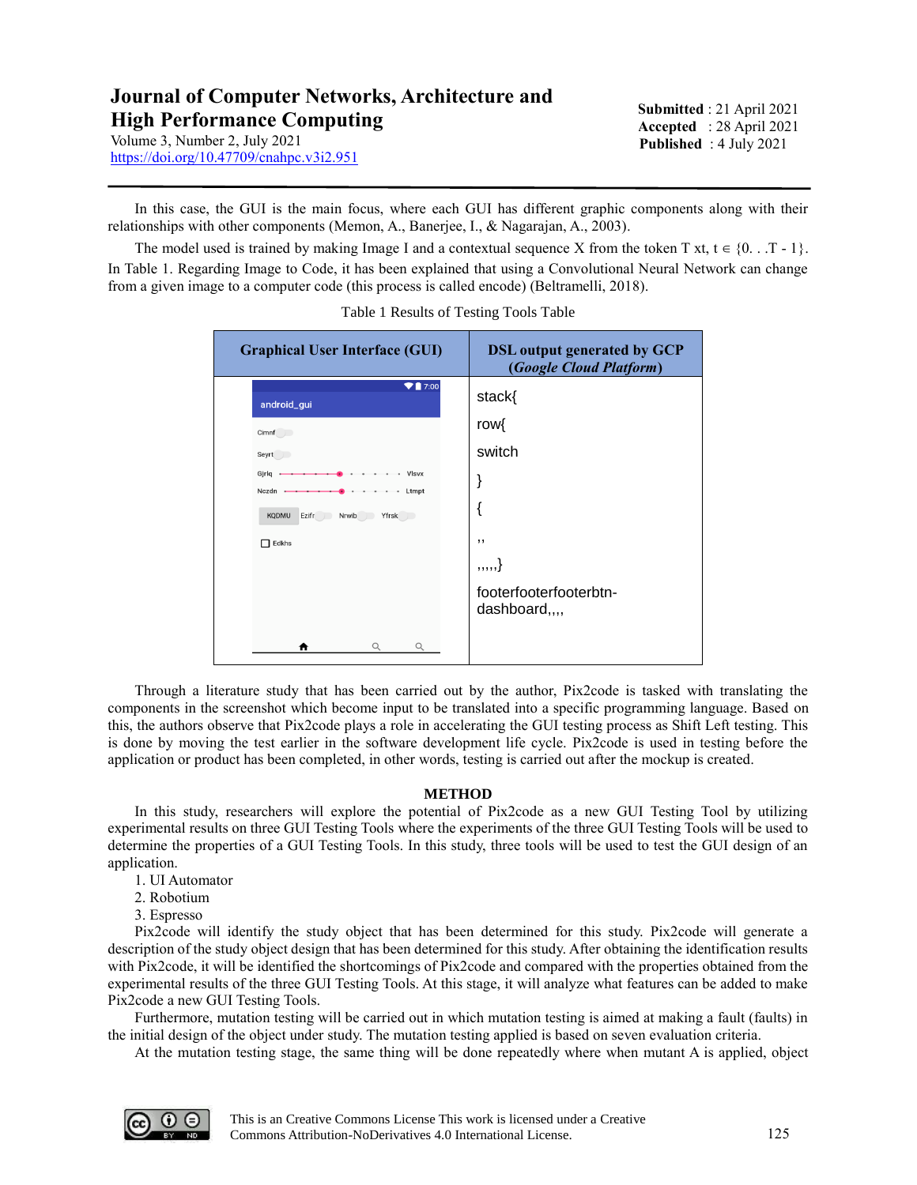In this case, the GUI is the main focus, where each GUI has different graphic components along with their relationships with other components (Memon, A., Banerjee, I., & Nagarajan, A., 2003).

The model used is trained by making Image I and a contextual sequence X from the token T xt, t ∈ {0. . .T - 1}. In Table 1. Regarding Image to Code, it has been explained that using a Convolutional Neural Network can change from a given image to a computer code (this process is called encode) (Beltramelli, 2018).

Table 1 Results of Testing Tools Table

| Graphical User Interface (GUI) | DSL output generated by GCP (*Google Cloud Platform*) |
|---|---|
| | stack{<br>row{<br>switch<br>}<br>{<br>,,<br>,,,,,}<br>footerfooterfooterbtn-dashboard,,,, |

Through a literature study that has been carried out by the author, Pix2code is tasked with translating the components in the screenshot which become input to be translated into a specific programming language. Based on this, the authors observe that Pix2code plays a role in accelerating the GUI testing process as Shift Left testing. This is done by moving the test earlier in the software development life cycle. Pix2code is used in testing before the application or product has been completed, in other words, testing is carried out after the mockup is created.

## METHOD

In this study, researchers will explore the potential of Pix2code as a new GUI Testing Tool by utilizing experimental results on three GUI Testing Tools where the experiments of the three GUI Testing Tools will be used to determine the properties of a GUI Testing Tools. In this study, three tools will be used to test the GUI design of an application.

1. UI Automator
2. Robotium
3. Espresso

Pix2code will identify the study object that has been determined for this study. Pix2code will generate a description of the study object design that has been determined for this study. After obtaining the identification results with Pix2code, it will be identified the shortcomings of Pix2code and compared with the properties obtained from the experimental results of the three GUI Testing Tools. At this stage, it will analyze what features can be added to make Pix2code a new GUI Testing Tools.

Furthermore, mutation testing will be carried out in which mutation testing is aimed at making a fault (faults) in the initial design of the object under study. The mutation testing applied is based on seven evaluation criteria.

At the mutation testing stage, the same thing will be done repeatedly where when mutant A is applied, object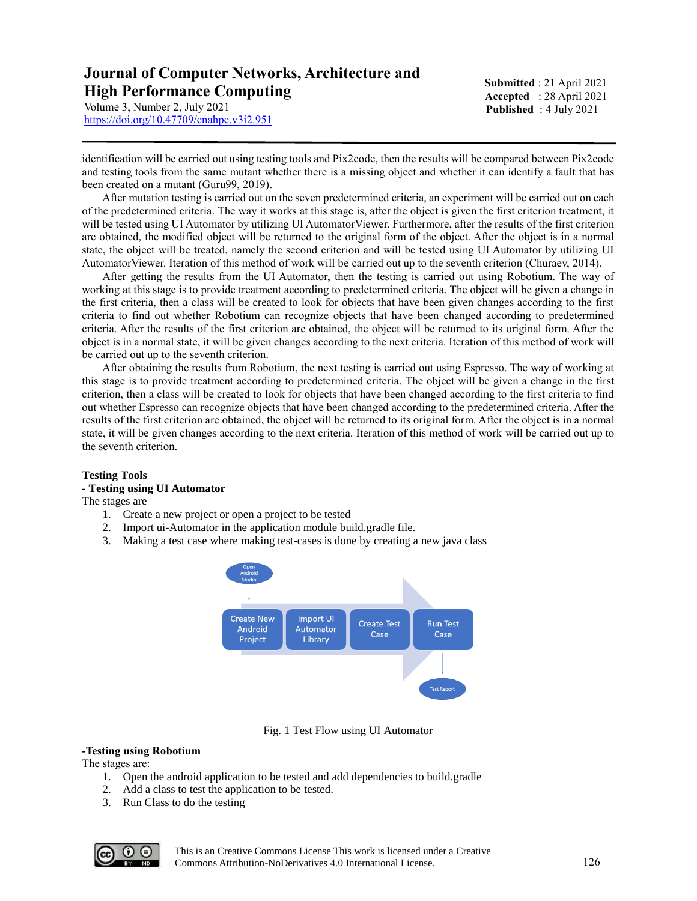identification will be carried out using testing tools and Pix2code, then the results will be compared between Pix2code and testing tools from the same mutant whether there is a missing object and whether it can identify a fault that has been created on a mutant (Guru99, 2019).

After mutation testing is carried out on the seven predetermined criteria, an experiment will be carried out on each of the predetermined criteria. The way it works at this stage is, after the object is given the first criterion treatment, it will be tested using UI Automator by utilizing UI AutomatorViewer. Furthermore, after the results of the first criterion are obtained, the modified object will be returned to the original form of the object. After the object is in a normal state, the object will be treated, namely the second criterion and will be tested using UI Automator by utilizing UI AutomatorViewer. Iteration of this method of work will be carried out up to the seventh criterion (Churaev, 2014).

After getting the results from the UI Automator, then the testing is carried out using Robotium. The way of working at this stage is to provide treatment according to predetermined criteria. The object will be given a change in the first criteria, then a class will be created to look for objects that have been given changes according to the first criteria to find out whether Robotium can recognize objects that have been changed according to predetermined criteria. After the results of the first criterion are obtained, the object will be returned to its original form. After the object is in a normal state, it will be given changes according to the next criteria. Iteration of this method of work will be carried out up to the seventh criterion.

After obtaining the results from Robotium, the next testing is carried out using Espresso. The way of working at this stage is to provide treatment according to predetermined criteria. The object will be given a change in the first criterion, then a class will be created to look for objects that have been changed according to the first criteria to find out whether Espresso can recognize objects that have been changed according to the predetermined criteria. After the results of the first criterion are obtained, the object will be returned to its original form. After the object is in a normal state, it will be given changes according to the next criteria. Iteration of this method of work will be carried out up to the seventh criterion.

**Testing Tools**

**- Testing using UI Automator**

The stages are

1. Create a new project or open a project to be tested
2. Import ui-Automator in the application module build.gradle file.
3. Making a test case where making test-cases is done by creating a new java class

Fig. 1 Test Flow using UI Automator

**-Testing using Robotium**

The stages are:

1. Open the android application to be tested and add dependencies to build.gradle
2. Add a class to test the application to be tested.
3. Run Class to do the testing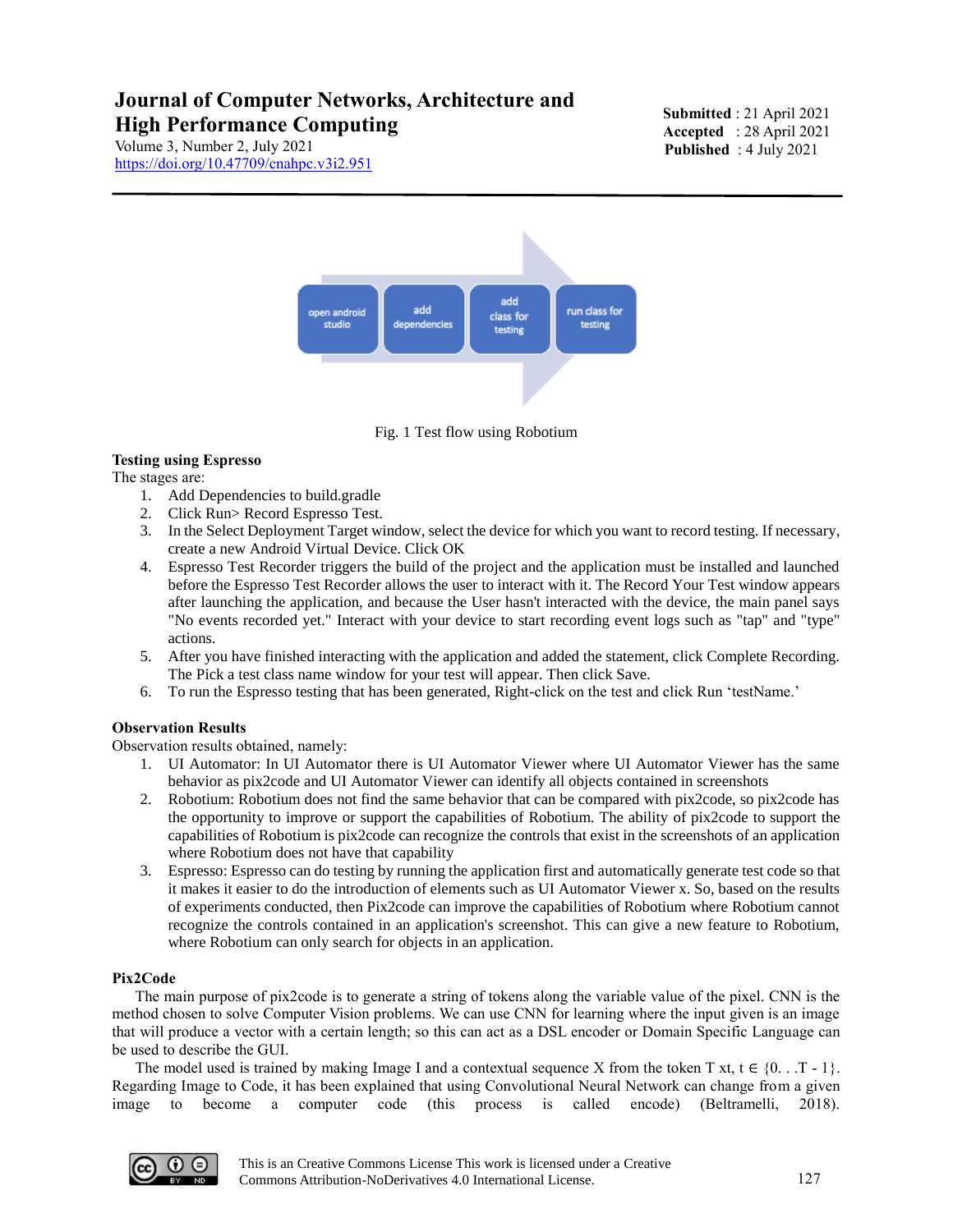Fig. 1 Test flow using Robotium

**Testing using Espresso**

The stages are:

1. Add Dependencies to build.gradle
2. Click Run> Record Espresso Test.
3. In the Select Deployment Target window, select the device for which you want to record testing. If necessary, create a new Android Virtual Device. Click OK
4. Espresso Test Recorder triggers the build of the project and the application must be installed and launched before the Espresso Test Recorder allows the user to interact with it. The Record Your Test window appears after launching the application, and because the User hasn't interacted with the device, the main panel says "No events recorded yet." Interact with your device to start recording event logs such as "tap" and "type" actions.
5. After you have finished interacting with the application and added the statement, click Complete Recording. The Pick a test class name window for your test will appear. Then click Save.
6. To run the Espresso testing that has been generated, Right-click on the test and click Run 'testName.'

**Observation Results**

Observation results obtained, namely:

1. UI Automator: In UI Automator there is UI Automator Viewer where UI Automator Viewer has the same behavior as pix2code and UI Automator Viewer can identify all objects contained in screenshots
2. Robotium: Robotium does not find the same behavior that can be compared with pix2code, so pix2code has the opportunity to improve or support the capabilities of Robotium. The ability of pix2code to support the capabilities of Robotium is pix2code can recognize the controls that exist in the screenshots of an application where Robotium does not have that capability
3. Espresso: Espresso can do testing by running the application first and automatically generate test code so that it makes it easier to do the introduction of elements such as UI Automator Viewer x. So, based on the results of experiments conducted, then Pix2code can improve the capabilities of Robotium where Robotium cannot recognize the controls contained in an application's screenshot. This can give a new feature to Robotium, where Robotium can only search for objects in an application.

**Pix2Code**

The main purpose of pix2code is to generate a string of tokens along the variable value of the pixel. CNN is the method chosen to solve Computer Vision problems. We can use CNN for learning where the input given is an image that will produce a vector with a certain length; so this can act as a DSL encoder or Domain Specific Language can be used to describe the GUI.

The model used is trained by making Image I and a contextual sequence X from the token T xt, $t \in \{0...T - 1\}$. Regarding Image to Code, it has been explained that using Convolutional Neural Network can change from a given image to become a computer code (this process is called encode) (Beltramelli, 2018).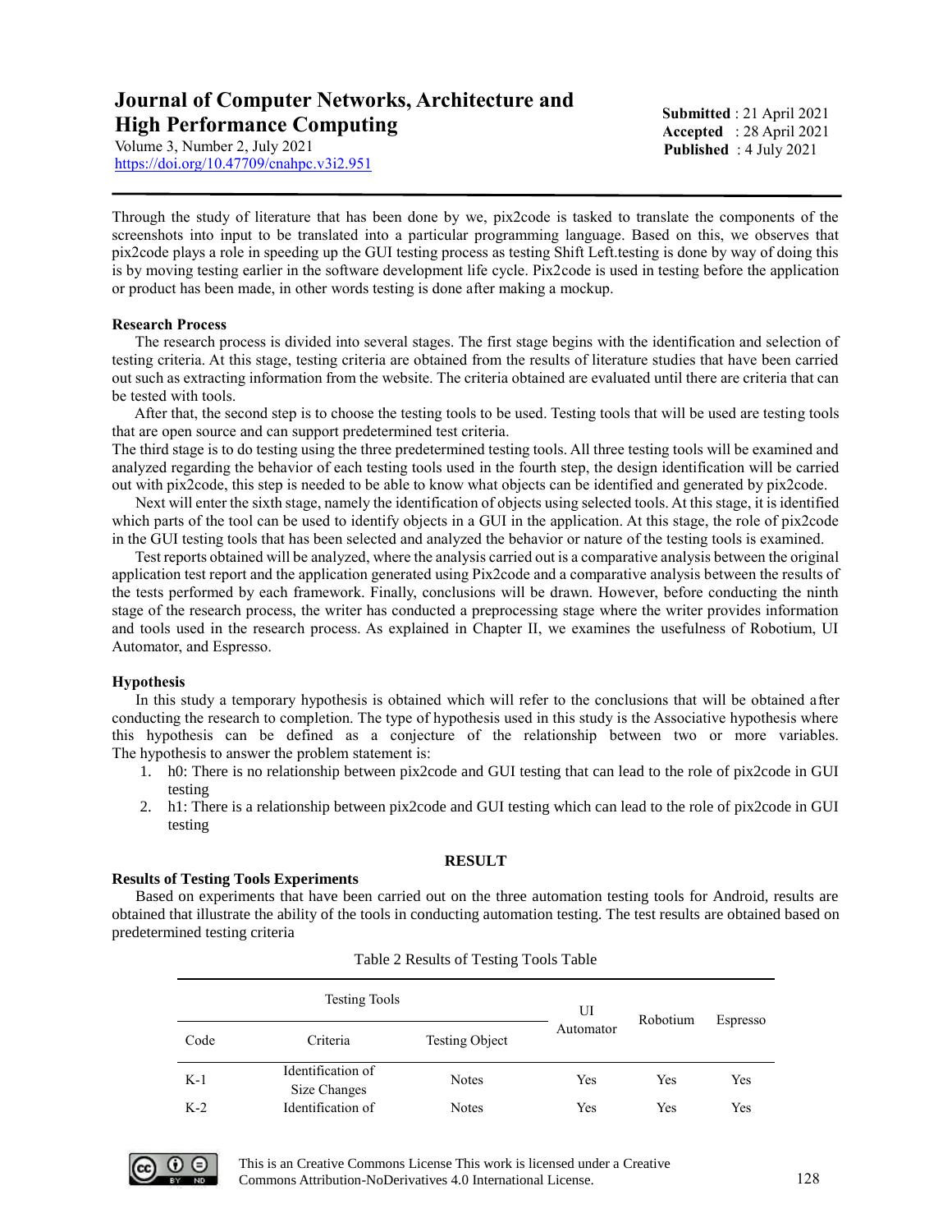Through the study of literature that has been done by we, pix2code is tasked to translate the components of the screenshots into input to be translated into a particular programming language. Based on this, we observes that pix2code plays a role in speeding up the GUI testing process as testing Shift Left.testing is done by way of doing this is by moving testing earlier in the software development life cycle. Pix2code is used in testing before the application or product has been made, in other words testing is done after making a mockup.

**Research Process**

The research process is divided into several stages. The first stage begins with the identification and selection of testing criteria. At this stage, testing criteria are obtained from the results of literature studies that have been carried out such as extracting information from the website. The criteria obtained are evaluated until there are criteria that can be tested with tools.

After that, the second step is to choose the testing tools to be used. Testing tools that will be used are testing tools that are open source and can support predetermined test criteria.

The third stage is to do testing using the three predetermined testing tools. All three testing tools will be examined and analyzed regarding the behavior of each testing tools used in the fourth step, the design identification will be carried out with pix2code, this step is needed to be able to know what objects can be identified and generated by pix2code.

Next will enter the sixth stage, namely the identification of objects using selected tools. At this stage, it is identified which parts of the tool can be used to identify objects in a GUI in the application. At this stage, the role of pix2code in the GUI testing tools that has been selected and analyzed the behavior or nature of the testing tools is examined.

Test reports obtained will be analyzed, where the analysis carried out is a comparative analysis between the original application test report and the application generated using Pix2code and a comparative analysis between the results of the tests performed by each framework. Finally, conclusions will be drawn. However, before conducting the ninth stage of the research process, the writer has conducted a preprocessing stage where the writer provides information and tools used in the research process. As explained in Chapter II, we examines the usefulness of Robotium, UI Automator, and Espresso.

**Hypothesis**

In this study a temporary hypothesis is obtained which will refer to the conclusions that will be obtained after conducting the research to completion. The type of hypothesis used in this study is the Associative hypothesis where this hypothesis can be defined as a conjecture of the relationship between two or more variables. The hypothesis to answer the problem statement is:

1. h0: There is no relationship between pix2code and GUI testing that can lead to the role of pix2code in GUI testing
2. h1: There is a relationship between pix2code and GUI testing which can lead to the role of pix2code in GUI testing

## RESULT

**Results of Testing Tools Experiments**

Based on experiments that have been carried out on the three automation testing tools for Android, results are obtained that illustrate the ability of the tools in conducting automation testing. The test results are obtained based on predetermined testing criteria

Table 2 Results of Testing Tools Table

| Testing Tools | | | UI Automator | Robotium | Espresso |
|---|---|---|---|---|---|
| Code | Criteria | Testing Object | | | |
| K-1 | Identification of Size Changes | Notes | Yes | Yes | Yes |
| K-2 | Identification of | Notes | Yes | Yes | Yes |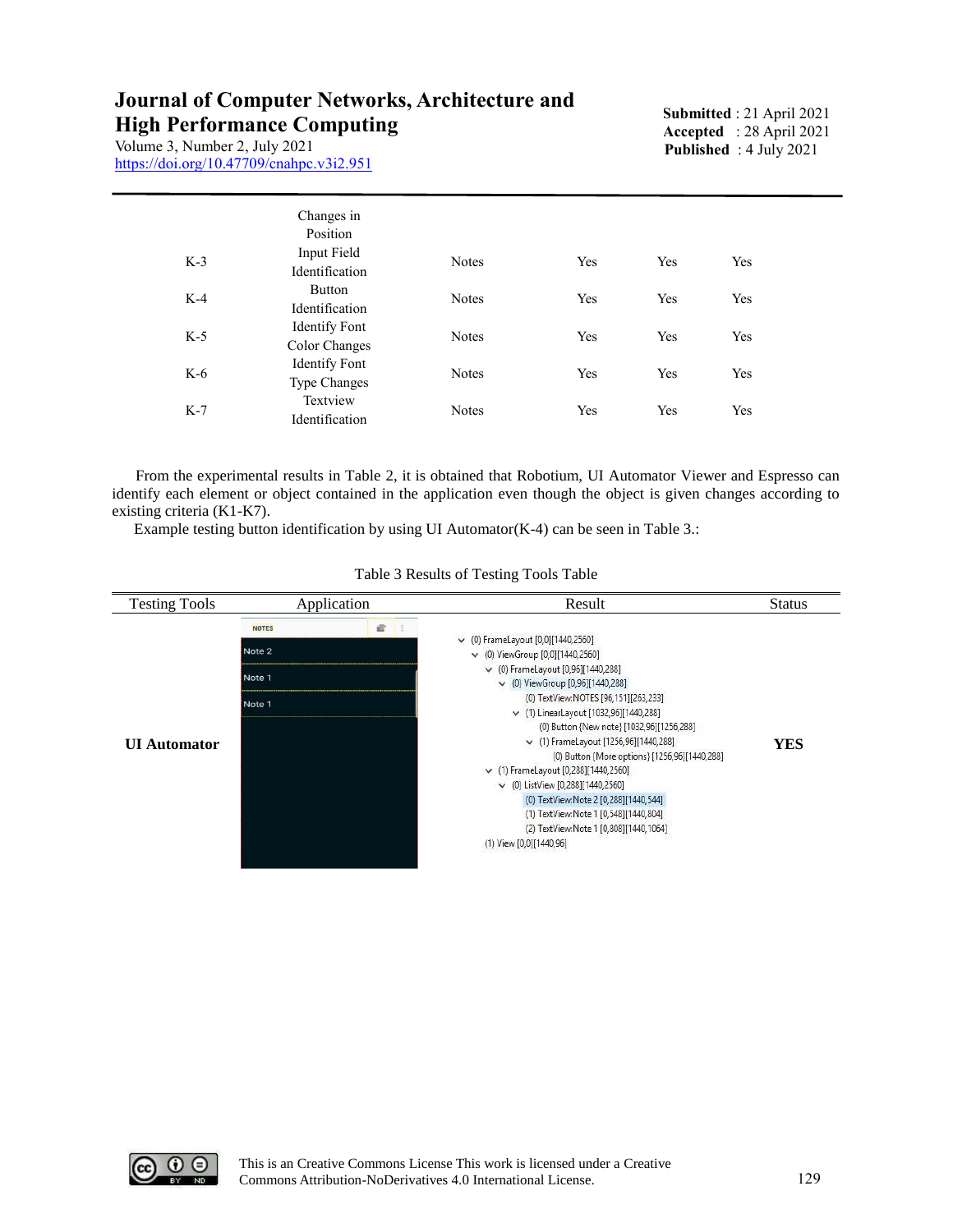| | Changes in Position | | | | |
|---|---|---|---|---|---|
| K-3 | Input Field Identification | Notes | Yes | Yes | Yes |
| K-4 | Button Identification | Notes | Yes | Yes | Yes |
| K-5 | Identify Font Color Changes | Notes | Yes | Yes | Yes |
| K-6 | Identify Font Type Changes | Notes | Yes | Yes | Yes |
| K-7 | Textview Identification | Notes | Yes | Yes | Yes |

From the experimental results in Table 2, it is obtained that Robotium, UI Automator Viewer and Espresso can identify each element or object contained in the application even though the object is given changes according to existing criteria (K1-K7).

Example testing button identification by using UI Automator(K-4) can be seen in Table 3.:

Table 3 Results of Testing Tools Table

| Testing Tools | Application | Result | Status |
|---|---|---|---|
| **UI Automator** | NOTES<br>Note 2<br>Note 1<br>Note 1 | (0) FrameLayout [0,0][1440,2560]<br>(0) ViewGroup [0,0][1440,2560]<br>(0) FrameLayout [0,96][1440,288]<br>(0) ViewGroup [0,96][1440,288]<br>(0) TextView:NOTES [96,151][263,233]<br>(1) LinearLayout [1032,96][1440,288]<br>(0) Button {New note} [1032,96][1256,288]<br>(1) FrameLayout [1256,96][1440,288]<br>(0) Button {More options} [1256,96][1440,288]<br>(1) FrameLayout [0,288][1440,2560]<br>(0) ListView [0,288][1440,2560]<br>(0) TextView:Note 2 [0,288][1440,544]<br>(1) TextView:Note 1 [0,548][1440,804]<br>(2) TextView:Note 1 [0,808][1440,1064]<br>(1) View [0,0][1440,96] | **YES** |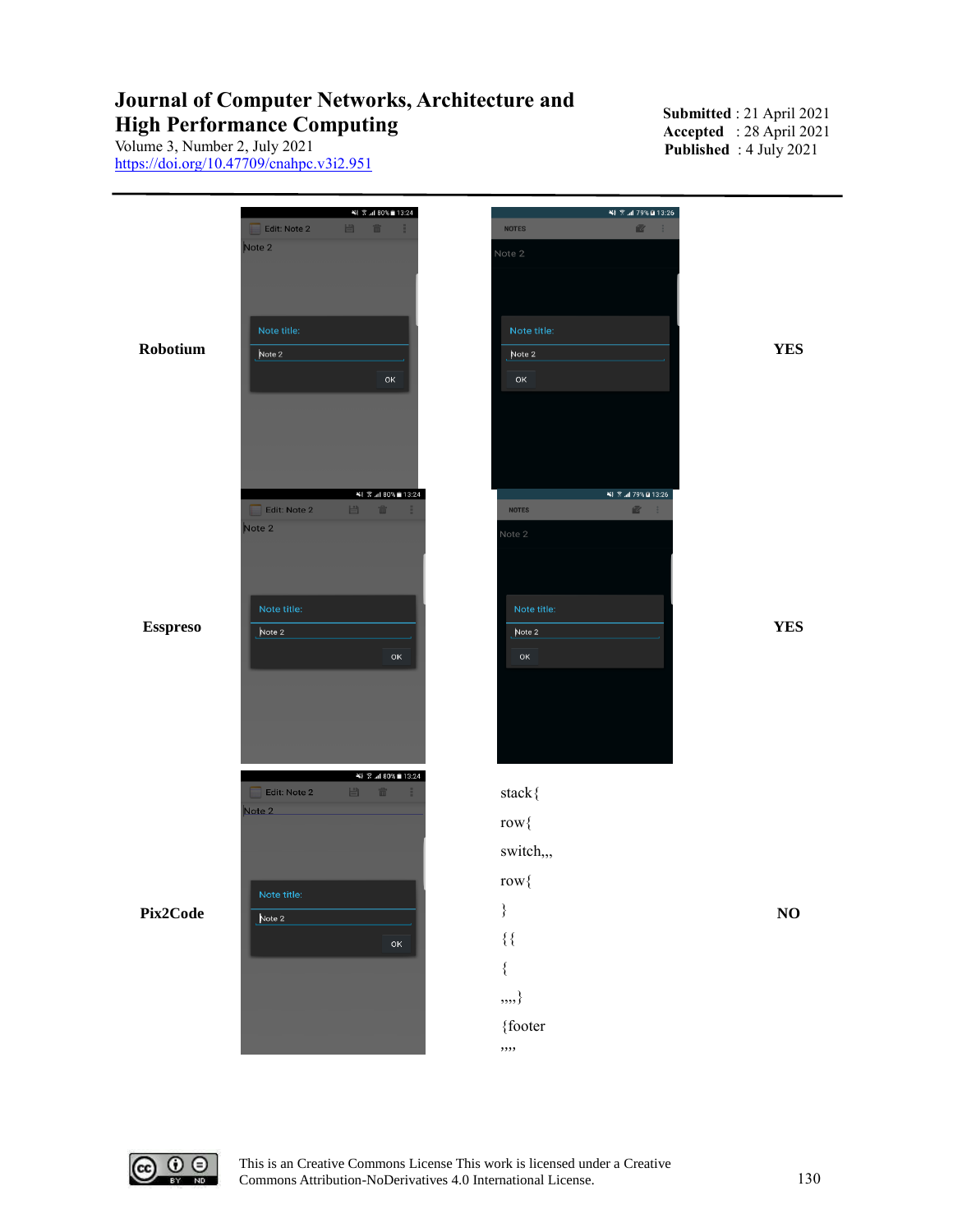| | | | |
|---|---|---|---|
| **Robotium** | | | **YES** |
| **Esspreso** | | | **YES** |
| **Pix2Code** | | stack{<br>row{<br>switch,,,<br>row{<br>}<br>{{<br>{<br>,,,,}<br>{footer<br>,,,, | **NO** |

This is an Creative Commons License This work is licensed under a Creative Commons Attribution-NoDerivatives 4.0 International License.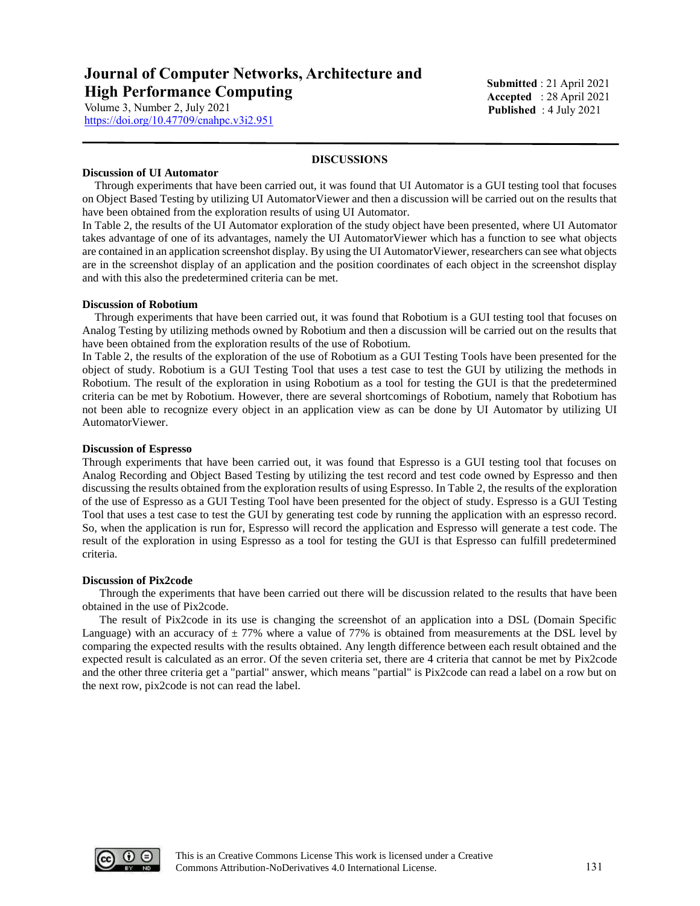## DISCUSSIONS

### Discussion of UI Automator

Through experiments that have been carried out, it was found that UI Automator is a GUI testing tool that focuses on Object Based Testing by utilizing UI AutomatorViewer and then a discussion will be carried out on the results that have been obtained from the exploration results of using UI Automator.

In Table 2, the results of the UI Automator exploration of the study object have been presented, where UI Automator takes advantage of one of its advantages, namely the UI AutomatorViewer which has a function to see what objects are contained in an application screenshot display. By using the UI AutomatorViewer, researchers can see what objects are in the screenshot display of an application and the position coordinates of each object in the screenshot display and with this also the predetermined criteria can be met.

### Discussion of Robotium

Through experiments that have been carried out, it was found that Robotium is a GUI testing tool that focuses on Analog Testing by utilizing methods owned by Robotium and then a discussion will be carried out on the results that have been obtained from the exploration results of the use of Robotium.

In Table 2, the results of the exploration of the use of Robotium as a GUI Testing Tools have been presented for the object of study. Robotium is a GUI Testing Tool that uses a test case to test the GUI by utilizing the methods in Robotium. The result of the exploration in using Robotium as a tool for testing the GUI is that the predetermined criteria can be met by Robotium. However, there are several shortcomings of Robotium, namely that Robotium has not been able to recognize every object in an application view as can be done by UI Automator by utilizing UI AutomatorViewer.

### Discussion of Espresso

Through experiments that have been carried out, it was found that Espresso is a GUI testing tool that focuses on Analog Recording and Object Based Testing by utilizing the test record and test code owned by Espresso and then discussing the results obtained from the exploration results of using Espresso. In Table 2, the results of the exploration of the use of Espresso as a GUI Testing Tool have been presented for the object of study. Espresso is a GUI Testing Tool that uses a test case to test the GUI by generating test code by running the application with an espresso record. So, when the application is run for, Espresso will record the application and Espresso will generate a test code. The result of the exploration in using Espresso as a tool for testing the GUI is that Espresso can fulfill predetermined criteria.

### Discussion of Pix2code

Through the experiments that have been carried out there will be discussion related to the results that have been obtained in the use of Pix2code.

The result of Pix2code in its use is changing the screenshot of an application into a DSL (Domain Specific Language) with an accuracy of ± 77% where a value of 77% is obtained from measurements at the DSL level by comparing the expected results with the results obtained. Any length difference between each result obtained and the expected result is calculated as an error. Of the seven criteria set, there are 4 criteria that cannot be met by Pix2code and the other three criteria get a "partial" answer, which means "partial" is Pix2code can read a label on a row but on the next row, pix2code is not can read the label.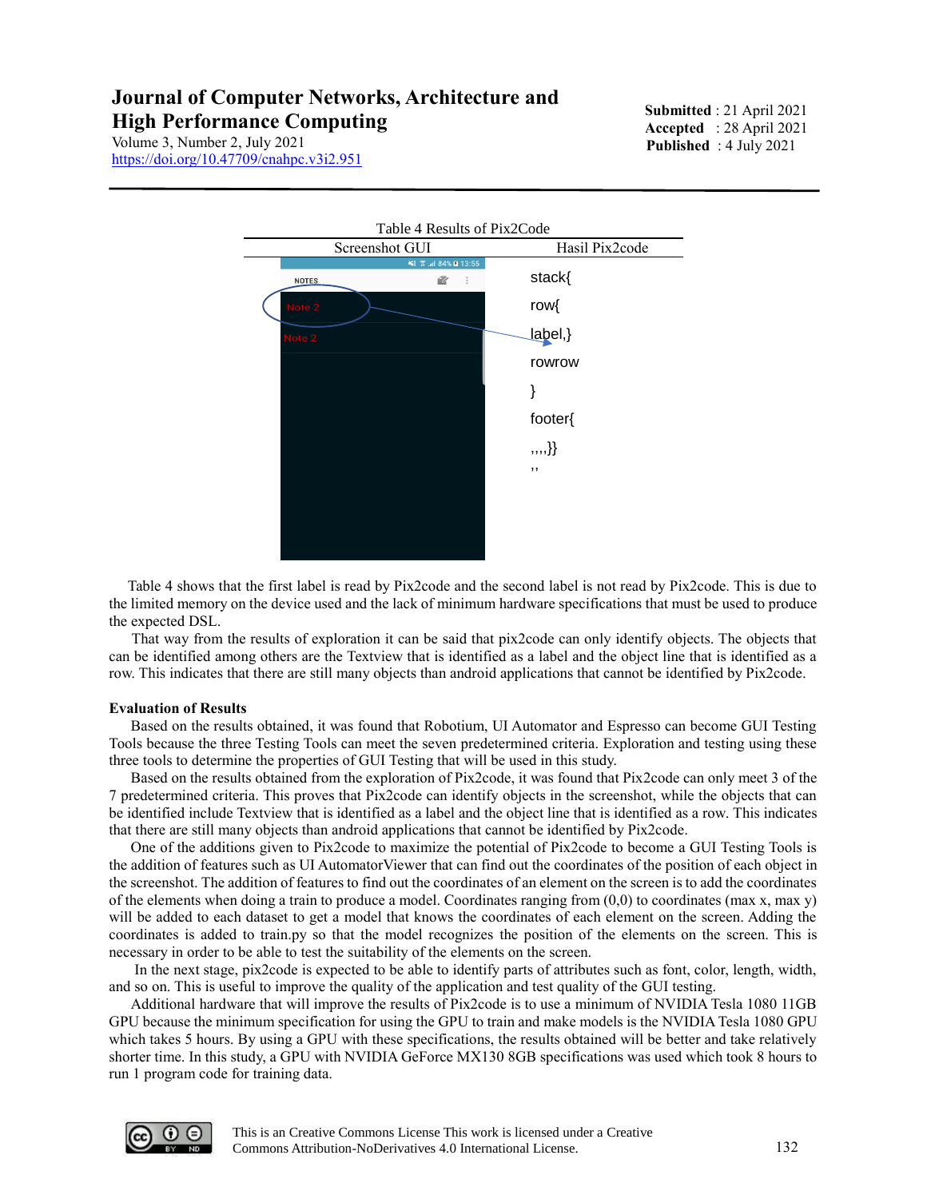Table 4 Results of Pix2Code

| Screenshot GUI | Hasil Pix2code |
|---|---|
| | stack{ row{ label,} rowrow } footer{ ,,,,}} ,, |

Table 4 shows that the first label is read by Pix2code and the second label is not read by Pix2code. This is due to the limited memory on the device used and the lack of minimum hardware specifications that must be used to produce the expected DSL.

That way from the results of exploration it can be said that pix2code can only identify objects. The objects that can be identified among others are the Textview that is identified as a label and the object line that is identified as a row. This indicates that there are still many objects than android applications that cannot be identified by Pix2code.

**Evaluation of Results**

Based on the results obtained, it was found that Robotium, UI Automator and Espresso can become GUI Testing Tools because the three Testing Tools can meet the seven predetermined criteria. Exploration and testing using these three tools to determine the properties of GUI Testing that will be used in this study.

Based on the results obtained from the exploration of Pix2code, it was found that Pix2code can only meet 3 of the 7 predetermined criteria. This proves that Pix2code can identify objects in the screenshot, while the objects that can be identified include Textview that is identified as a label and the object line that is identified as a row. This indicates that there are still many objects than android applications that cannot be identified by Pix2code.

One of the additions given to Pix2code to maximize the potential of Pix2code to become a GUI Testing Tools is the addition of features such as UI AutomatorViewer that can find out the coordinates of the position of each object in the screenshot. The addition of features to find out the coordinates of an element on the screen is to add the coordinates of the elements when doing a train to produce a model. Coordinates ranging from (0,0) to coordinates (max x, max y) will be added to each dataset to get a model that knows the coordinates of each element on the screen. Adding the coordinates is added to train.py so that the model recognizes the position of the elements on the screen. This is necessary in order to be able to test the suitability of the elements on the screen.

In the next stage, pix2code is expected to be able to identify parts of attributes such as font, color, length, width, and so on. This is useful to improve the quality of the application and test quality of the GUI testing.

Additional hardware that will improve the results of Pix2code is to use a minimum of NVIDIA Tesla 1080 11GB GPU because the minimum specification for using the GPU to train and make models is the NVIDIA Tesla 1080 GPU which takes 5 hours. By using a GPU with these specifications, the results obtained will be better and take relatively shorter time. In this study, a GPU with NVIDIA GeForce MX130 8GB specifications was used which took 8 hours to run 1 program code for training data.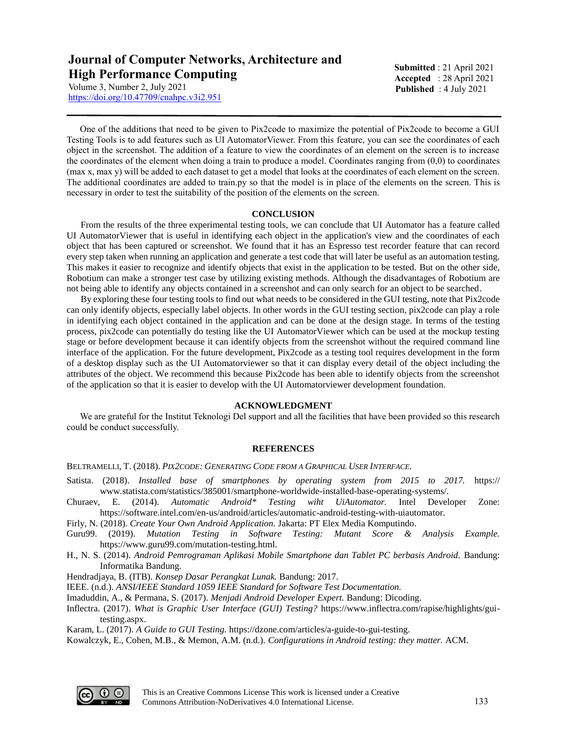One of the additions that need to be given to Pix2code to maximize the potential of Pix2code to become a GUI Testing Tools is to add features such as UI AutomatorViewer. From this feature, you can see the coordinates of each object in the screenshot. The addition of a feature to view the coordinates of an element on the screen is to increase the coordinates of the element when doing a train to produce a model. Coordinates ranging from (0,0) to coordinates (max x, max y) will be added to each dataset to get a model that looks at the coordinates of each element on the screen. The additional coordinates are added to train.py so that the model is in place of the elements on the screen. This is necessary in order to test the suitability of the position of the elements on the screen.

## CONCLUSION

From the results of the three experimental testing tools, we can conclude that UI Automator has a feature called UI AutomatorViewer that is useful in identifying each object in the application's view and the coordinates of each object that has been captured or screenshot. We found that it has an Espresso test recorder feature that can record every step taken when running an application and generate a test code that will later be useful as an automation testing. This makes it easier to recognize and identify objects that exist in the application to be tested. But on the other side, Robotium can make a stronger test case by utilizing existing methods. Although the disadvantages of Robotium are not being able to identify any objects contained in a screenshot and can only search for an object to be searched.

By exploring these four testing tools to find out what needs to be considered in the GUI testing, note that Pix2code can only identify objects, especially label objects. In other words in the GUI testing section, pix2code can play a role in identifying each object contained in the application and can be done at the design stage. In terms of the testing process, pix2code can potentially do testing like the UI AutomatorViewer which can be used at the mockup testing stage or before development because it can identify objects from the screenshot without the required command line interface of the application. For the future development, Pix2code as a testing tool requires development in the form of a desktop display such as the UI Automatorviewer so that it can display every detail of the object including the attributes of the object. We recommend this because Pix2code has been able to identify objects from the screenshot of the application so that it is easier to develop with the UI Automatorviewer development foundation.

## ACKNOWLEDGMENT

We are grateful for the Institut Teknologi Del support and all the facilities that have been provided so this research could be conduct successfully.

## REFERENCES

BELTRAMELLI, T. (2018). *PIX2CODE: GENERATING CODE FROM A GRAPHICAL USER INTERFACE.*

Satista. (2018). *Installed base of smartphones by operating system from 2015 to 2017.* https:// www.statista.com/statistics/385001/smartphone-worldwide-installed-base-operating-systems/.

Churaev, E. (2014). *Automatic Android\* Testing wiht UiAutomator.* Intel Developer Zone: https://software.intel.com/en-us/android/articles/automatic-android-testing-with-uiautomator.

Firly, N. (2018). *Create Your Own Android Application.* Jakarta: PT Elex Media Komputindo.

Guru99. (2019). *Mutation Testing in Software Testing: Mutant Score & Analysis Example.* https://www.guru99.com/mutation-testing.html.

H., N. S. (2014). *Android Pemrograman Aplikasi Mobile Smartphone dan Tablet PC berbasis Android.* Bandung: Informatika Bandung.

Hendradjaya, B. (ITB). *Konsep Dasar Perangkat Lunak.* Bandung: 2017.

IEEE. (n.d.). *ANSI/IEEE Standard 1059 IEEE Standard for Software Test Documentation.*

Imaduddin, A., & Permana, S. (2017). *Menjadi Android Developer Expert.* Bandung: Dicoding.

Inflectra. (2017). *What is Graphic User Interface (GUI) Testing?* https://www.inflectra.com/rapise/highlights/gui-testing.aspx.

Karam, L. (2017). *A Guide to GUI Testing.* https://dzone.com/articles/a-guide-to-gui-testing.

Kowalczyk, E., Cohen, M.B., & Memon, A.M. (n.d.). *Configurations in Android testing: they matter.* ACM.

This is an Creative Commons License This work is licensed under a Creative Commons Attribution-NoDerivatives 4.0 International License.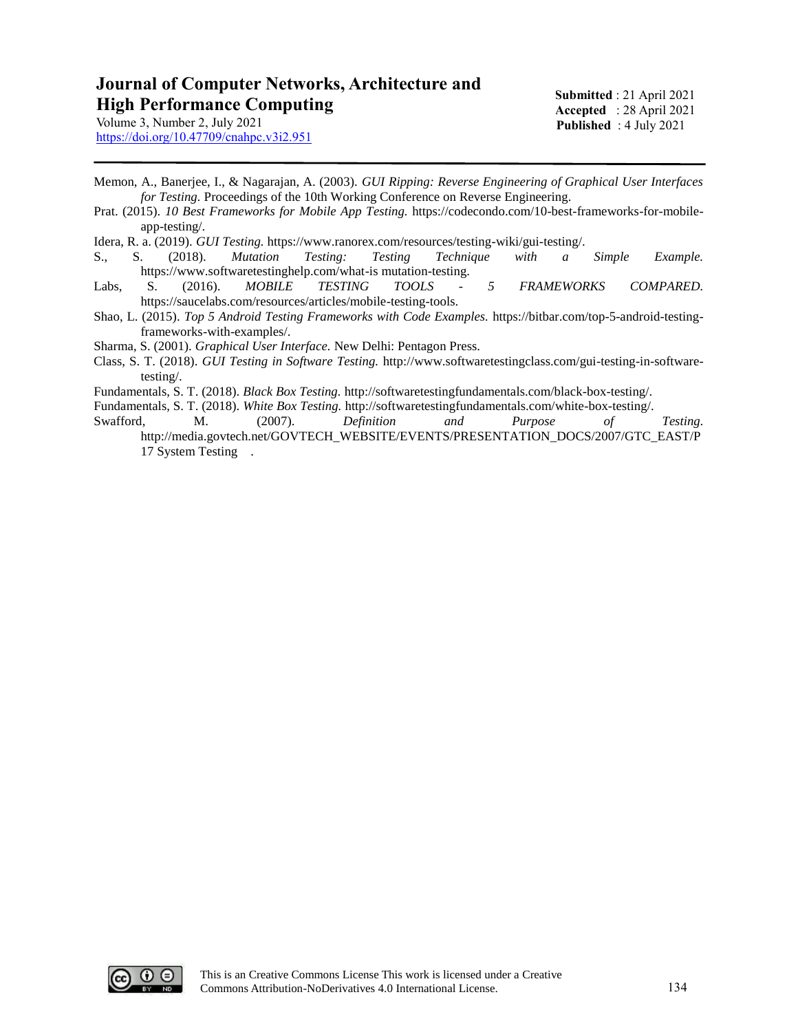Memon, A., Banerjee, I., & Nagarajan, A. (2003). *GUI Ripping: Reverse Engineering of Graphical User Interfaces for Testing*. Proceedings of the 10th Working Conference on Reverse Engineering.

Prat. (2015). *10 Best Frameworks for Mobile App Testing.* https://codecondo.com/10-best-frameworks-for-mobile-app-testing/.

Idera, R. a. (2019). *GUI Testing.* https://www.ranorex.com/resources/testing-wiki/gui-testing/.

S., S. (2018). *Mutation Testing: Testing Technique with a Simple Example.* https://www.softwaretestinghelp.com/what-is mutation-testing.

Labs, S. (2016). *MOBILE TESTING TOOLS - 5 FRAMEWORKS COMPARED.* https://saucelabs.com/resources/articles/mobile-testing-tools.

Shao, L. (2015). *Top 5 Android Testing Frameworks with Code Examples.* https://bitbar.com/top-5-android-testing-frameworks-with-examples/.

Sharma, S. (2001). *Graphical User Interface.* New Delhi: Pentagon Press.

Class, S. T. (2018). *GUI Testing in Software Testing.* http://www.softwaretestingclass.com/gui-testing-in-software-testing/.

Fundamentals, S. T. (2018). *Black Box Testing.* http://softwaretestingfundamentals.com/black-box-testing/.

Fundamentals, S. T. (2018). *White Box Testing.* http://softwaretestingfundamentals.com/white-box-testing/.

Swafford, M. (2007). *Definition and Purpose of Testing*. http://media.govtech.net/GOVTECH_WEBSITE/EVENTS/PRESENTATION_DOCS/2007/GTC_EAST/P 17 System Testing .

This is an Creative Commons License This work is licensed under a Creative Commons Attribution-NoDerivatives 4.0 International License.